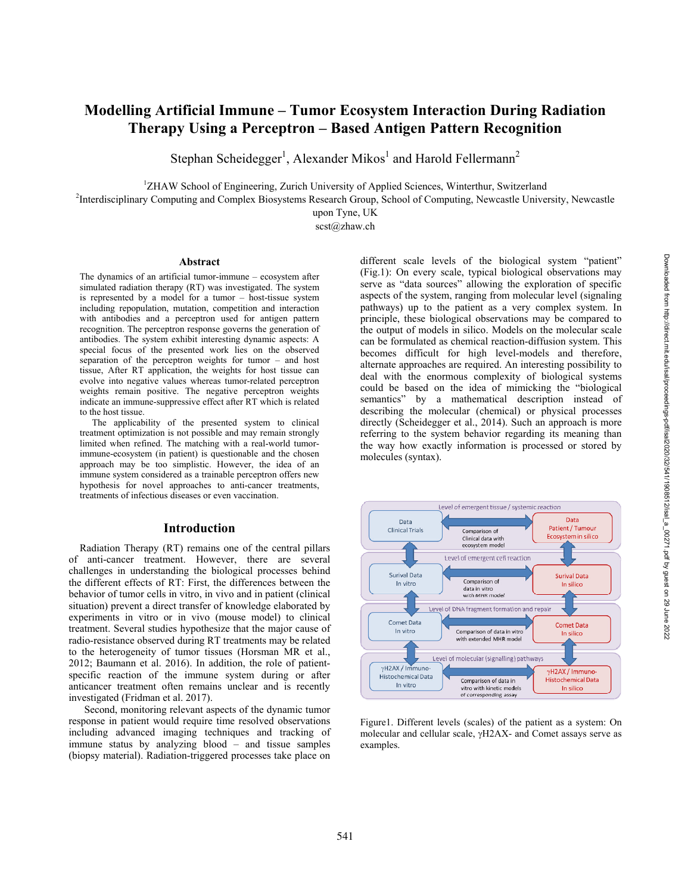# Modelling Artificial Immune – Tumor Ecosystem Interaction During Radiation Therapy Using a Perceptron – Based Antigen Pattern Recognition

Stephan Scheidegger[1], Alexander Mikos[1] and Harold Fellermann[2]

[1]ZHAW School of Engineering, Zurich University of Applied Sciences, Winterthur, Switzerland
[2]Interdisciplinary Computing and Complex Biosystems Research Group, School of Computing, Newcastle University, Newcastle upon Tyne, UK
scst@zhaw.ch

## Abstract

The dynamics of an artificial tumor-immune – ecosystem after simulated radiation therapy (RT) was investigated. The system is represented by a model for a tumor – host-tissue system including repopulation, mutation, competition and interaction with antibodies and a perceptron used for antigen pattern recognition. The perceptron response governs the generation of antibodies. The system exhibit interesting dynamic aspects: A special focus of the presented work lies on the observed separation of the perceptron weights for tumor – and host tissue, After RT application, the weights for host tissue can evolve into negative values whereas tumor-related perceptron weights remain positive. The negative perceptron weights indicate an immune-suppressive effect after RT which is related to the host tissue.

The applicability of the presented system to clinical treatment optimization is not possible and may remain strongly limited when refined. The matching with a real-world tumor-immune-ecosystem (in patient) is questionable and the chosen approach may be too simplistic. However, the idea of an immune system considered as a trainable perceptron offers new hypothesis for novel approaches to anti-cancer treatments, treatments of infectious diseases or even vaccination.

## Introduction

Radiation Therapy (RT) remains one of the central pillars of anti-cancer treatment. However, there are several challenges in understanding the biological processes behind the different effects of RT: First, the differences between the behavior of tumor cells in vitro, in vivo and in patient (clinical situation) prevent a direct transfer of knowledge elaborated by experiments in vitro or in vivo (mouse model) to clinical treatment. Several studies hypothesize that the major cause of radio-resistance observed during RT treatments may be related to the heterogeneity of tumor tissues (Horsman MR et al., 2012; Baumann et al. 2016). In addition, the role of patient-specific reaction of the immune system during or after anticancer treatment often remains unclear and is recently investigated (Fridman et al. 2017).

Second, monitoring relevant aspects of the dynamic tumor response in patient would require time resolved observations including advanced imaging techniques and tracking of immune status by analyzing blood – and tissue samples (biopsy material). Radiation-triggered processes take place on different scale levels of the biological system "patient" (Fig.1): On every scale, typical biological observations may serve as "data sources" allowing the exploration of specific aspects of the system, ranging from molecular level (signaling pathways) up to the patient as a very complex system. In principle, these biological observations may be compared to the output of models in silico. Models on the molecular scale can be formulated as chemical reaction-diffusion system. This becomes difficult for high level-models and therefore, alternate approaches are required. An interesting possibility to deal with the enormous complexity of biological systems could be based on the idea of mimicking the "biological semantics" by a mathematical description instead of describing the molecular (chemical) or physical processes directly (Scheidegger et al., 2014). Such an approach is more referring to the system behavior regarding its meaning than the way how exactly information is processed or stored by molecules (syntax).

Figure1. Different levels (scales) of the patient as a system: On molecular and cellular scale, γH2AX- and Comet assays serve as examples.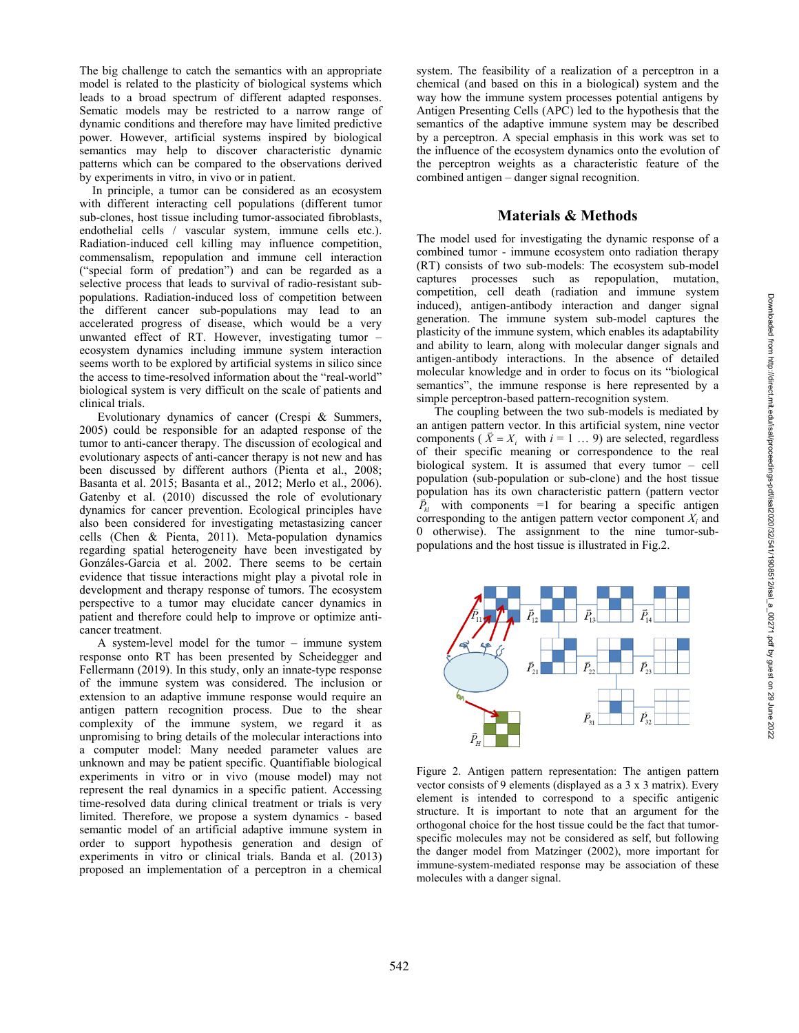The big challenge to catch the semantics with an appropriate model is related to the plasticity of biological systems which leads to a broad spectrum of different adapted responses. Sematic models may be restricted to a narrow range of dynamic conditions and therefore may have limited predictive power. However, artificial systems inspired by biological semantics may help to discover characteristic dynamic patterns which can be compared to the observations derived by experiments in vitro, in vivo or in patient.

In principle, a tumor can be considered as an ecosystem with different interacting cell populations (different tumor sub-clones, host tissue including tumor-associated fibroblasts, endothelial cells / vascular system, immune cells etc.). Radiation-induced cell killing may influence competition, commensalism, repopulation and immune cell interaction ("special form of predation") and can be regarded as a selective process that leads to survival of radio-resistant sub-populations. Radiation-induced loss of competition between the different cancer sub-populations may lead to an accelerated progress of disease, which would be a very unwanted effect of RT. However, investigating tumor – ecosystem dynamics including immune system interaction seems worth to be explored by artificial systems in silico since the access to time-resolved information about the "real-world" biological system is very difficult on the scale of patients and clinical trials.

Evolutionary dynamics of cancer (Crespi & Summers, 2005) could be responsible for an adapted response of the tumor to anti-cancer therapy. The discussion of ecological and evolutionary aspects of anti-cancer therapy is not new and has been discussed by different authors (Pienta et al., 2008; Basanta et al. 2015; Basanta et al., 2012; Merlo et al., 2006). Gatenby et al. (2010) discussed the role of evolutionary dynamics for cancer prevention. Ecological principles have also been considered for investigating metastasizing cancer cells (Chen & Pienta, 2011). Meta-population dynamics regarding spatial heterogeneity have been investigated by Gonzáles-Garcia et al. 2002. There seems to be certain evidence that tissue interactions might play a pivotal role in development and therapy response of tumors. The ecosystem perspective to a tumor may elucidate cancer dynamics in patient and therefore could help to improve or optimize anti-cancer treatment.

A system-level model for the tumor – immune system response onto RT has been presented by Scheidegger and Fellermann (2019). In this study, only an innate-type response of the immune system was considered. The inclusion or extension to an adaptive immune response would require an antigen pattern recognition process. Due to the shear complexity of the immune system, we regard it as unpromising to bring details of the molecular interactions into a computer model: Many needed parameter values are unknown and may be patient specific. Quantifiable biological experiments in vitro or in vivo (mouse model) may not represent the real dynamics in a specific patient. Accessing time-resolved data during clinical treatment or trials is very limited. Therefore, we propose a system dynamics - based semantic model of an artificial adaptive immune system in order to support hypothesis generation and design of experiments in vitro or clinical trials. Banda et al. (2013) proposed an implementation of a perceptron in a chemical system. The feasibility of a realization of a perceptron in a chemical (and based on this in a biological) system and the way how the immune system processes potential antigens by Antigen Presenting Cells (APC) led to the hypothesis that the semantics of the adaptive immune system may be described by a perceptron. A special emphasis in this work was set to the influence of the ecosystem dynamics onto the evolution of the perceptron weights as a characteristic feature of the combined antigen – danger signal recognition.

## Materials & Methods

The model used for investigating the dynamic response of a combined tumor - immune ecosystem onto radiation therapy (RT) consists of two sub-models: The ecosystem sub-model captures processes such as repopulation, mutation, competition, cell death (radiation and immune system induced), antigen-antibody interaction and danger signal generation. The immune system sub-model captures the plasticity of the immune system, which enables its adaptability and ability to learn, along with molecular danger signals and antigen-antibody interactions. In the absence of detailed molecular knowledge and in order to focus on its "biological semantics", the immune response is here represented by a simple perceptron-based pattern-recognition system.

The coupling between the two sub-models is mediated by an antigen pattern vector. In this artificial system, nine vector components ( $\vec{X} = X_i$ with $i = 1 \ldots 9$) are selected, regardless of their specific meaning or correspondence to the real biological system. It is assumed that every tumor – cell population (sub-population or sub-clone) and the host tissue population has its own characteristic pattern (pattern vector $\vec{P}_{kl}$ with components =1 for bearing a specific antigen corresponding to the antigen pattern vector component $X_i$ and 0 otherwise). The assignment to the nine tumor-sub-populations and the host tissue is illustrated in Fig.2.

Figure 2. Antigen pattern representation: The antigen pattern vector consists of 9 elements (displayed as a 3 x 3 matrix). Every element is intended to correspond to a specific antigenic structure. It is important to note that an argument for the orthogonal choice for the host tissue could be the fact that tumor-specific molecules may not be considered as self, but following the danger model from Matzinger (2002), more important for immune-system-mediated response may be association of these molecules with a danger signal.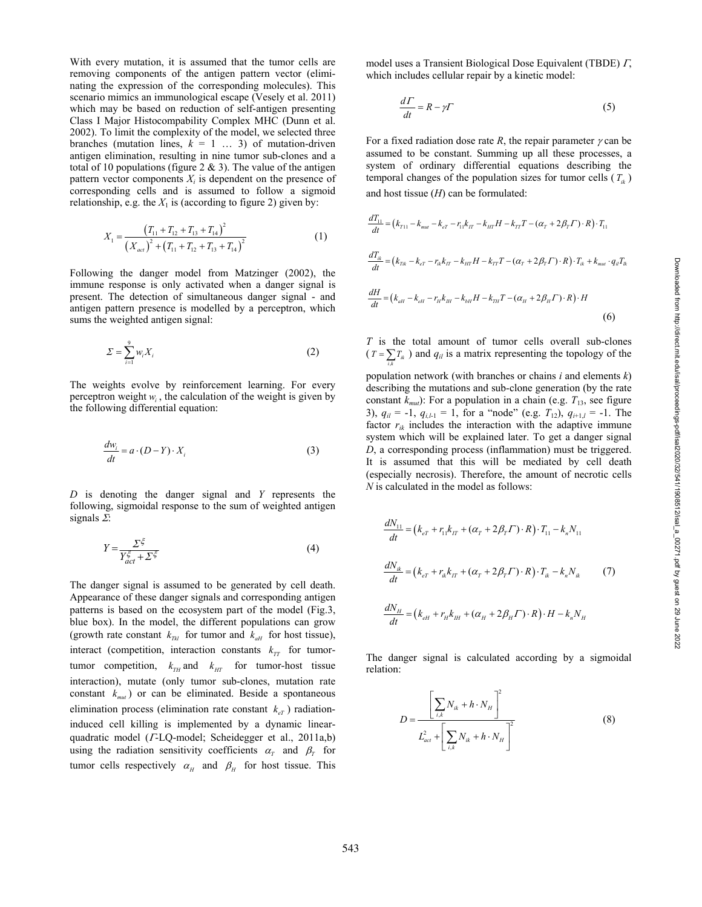With every mutation, it is assumed that the tumor cells are removing components of the antigen pattern vector (eliminating the expression of the corresponding molecules). This scenario mimics an immunological escape (Vesely et al. 2011) which may be based on reduction of self-antigen presenting Class I Major Histocompability Complex MHC (Dunn et al. 2002). To limit the complexity of the model, we selected three branches (mutation lines, $k = 1 \ldots 3$) of mutation-driven antigen elimination, resulting in nine tumor sub-clones and a total of 10 populations (figure 2 & 3). The value of the antigen pattern vector components $X_i$ is dependent on the presence of corresponding cells and is assumed to follow a sigmoid relationship, e.g. the $X_1$ is (according to figure 2) given by:

$$X_1 = \frac{\left(T_{11} + T_{12} + T_{13} + T_{14}\right)^2}{\left(X_{act}\right)^2 + \left(T_{11} + T_{12} + T_{13} + T_{14}\right)^2} \tag{1}$$

Following the danger model from Matzinger (2002), the immune response is only activated when a danger signal is present. The detection of simultaneous danger signal - and antigen pattern presence is modelled by a perceptron, which sums the weighted antigen signal:

$$\Sigma = \sum_{i=1}^{9} w_i X_i \tag{2}$$

The weights evolve by reinforcement learning. For every perceptron weight $w_i$, the calculation of the weight is given by the following differential equation:

$$\frac{dw_i}{dt} = a \cdot (D - Y) \cdot X_i \tag{3}$$

$D$ is denoting the danger signal and $Y$ represents the following, sigmoidal response to the sum of weighted antigen signals $\Sigma$:

$$Y = \frac{\Sigma^{\xi}}{Y_{act}^{\xi} + \Sigma^{\xi}} \tag{4}$$

The danger signal is assumed to be generated by cell death. Appearance of these danger signals and corresponding antigen patterns is based on the ecosystem part of the model (Fig.3, blue box). In the model, the different populations can grow (growth rate constant $k_{Tkl}$ for tumor and $k_{aH}$ for host tissue), interact (competition, interaction constants $k_{TT}$ for tumor-tumor competition, $k_{TH}$ and $k_{HT}$ for tumor-host tissue interaction), mutate (only tumor sub-clones, mutation rate constant $k_{mut}$) or can be eliminated. Beside a spontaneous elimination process (elimination rate constant $k_{eT}$) radiation-induced cell killing is implemented by a dynamic linear-quadratic model ($\Gamma$-LQ-model; Scheidegger et al., 2011a,b) using the radiation sensitivity coefficients $\alpha_T$ and $\beta_T$ for tumor cells respectively $\alpha_H$ and $\beta_H$ for host tissue. This model uses a Transient Biological Dose Equivalent (TBDE) $\Gamma$, which includes cellular repair by a kinetic model:

$$\frac{d\Gamma}{dt} = R - \gamma\Gamma \tag{5}$$

For a fixed radiation dose rate $R$, the repair parameter $\gamma$ can be assumed to be constant. Summing up all these processes, a system of ordinary differential equations describing the temporal changes of the population sizes for tumor cells ($T_{ik}$) and host tissue ($H$) can be formulated:

$$\frac{dT_{11}}{dt} = \left(k_{T11} - k_{mut} - k_{eT} - r_{11}k_{IT} - k_{HT}H - k_{TT}T - (\alpha_T + 2\beta_T\Gamma)\cdot R\right)\cdot T_{11}$$

$$\frac{dT_{ik}}{dt} = \left(k_{Tik} - k_{eT} - r_{ik}k_{IT} - k_{HT}H - k_{TT}T - (\alpha_T + 2\beta_T\Gamma)\cdot R\right)\cdot T_{ik} + k_{mut}\cdot q_{il}T_{lk}$$

$$\frac{dH}{dt} = \left(k_{aH} - k_{eH} - r_H k_{IH} - k_{bH}H - k_{TH}T - (\alpha_H + 2\beta_H\Gamma)\cdot R\right)\cdot H \tag{6}$$

$T$ is the total amount of tumor cells overall sub-clones ($T = \sum_{i,k} T_{ik}$) and $q_{il}$ is a matrix representing the topology of the population network (with branches or chains $i$ and elements $k$) describing the mutations and sub-clone generation (by the rate constant $k_{mut}$): For a population in a chain (e.g. $T_{13}$, see figure 3), $q_{il} = -1$, $q_{i,l\text{-}1} = 1$, for a "node" (e.g. $T_{12}$), $q_{i+1,l} = -1$. The factor $r_{ik}$ includes the interaction with the adaptive immune system which will be explained later. To get a danger signal $D$, a corresponding process (inflammation) must be triggered. It is assumed that this will be mediated by cell death (especially necrosis). Therefore, the amount of necrotic cells $N$ is calculated in the model as follows:

$$\frac{dN_{11}}{dt} = \left(k_{eT} + r_{11}k_{IT} + (\alpha_T + 2\beta_T\Gamma)\cdot R\right)\cdot T_{11} - k_n N_{11}$$

$$\frac{dN_{ik}}{dt} = \left(k_{eT} + r_{ik}k_{IT} + (\alpha_T + 2\beta_T\Gamma)\cdot R\right)\cdot T_{ik} - k_n N_{ik} \tag{7}$$

$$\frac{dN_H}{dt} = \left(k_{eH} + r_H k_{IH} + (\alpha_H + 2\beta_H\Gamma)\cdot R\right)\cdot H - k_n N_H$$

The danger signal is calculated according by a sigmoidal relation:

$$D = \frac{\left[\sum_{i,k} N_{ik} + h \cdot N_H\right]^2}{L_{act}^2 + \left[\sum_{i,k} N_{ik} + h \cdot N_H\right]^2} \tag{8}$$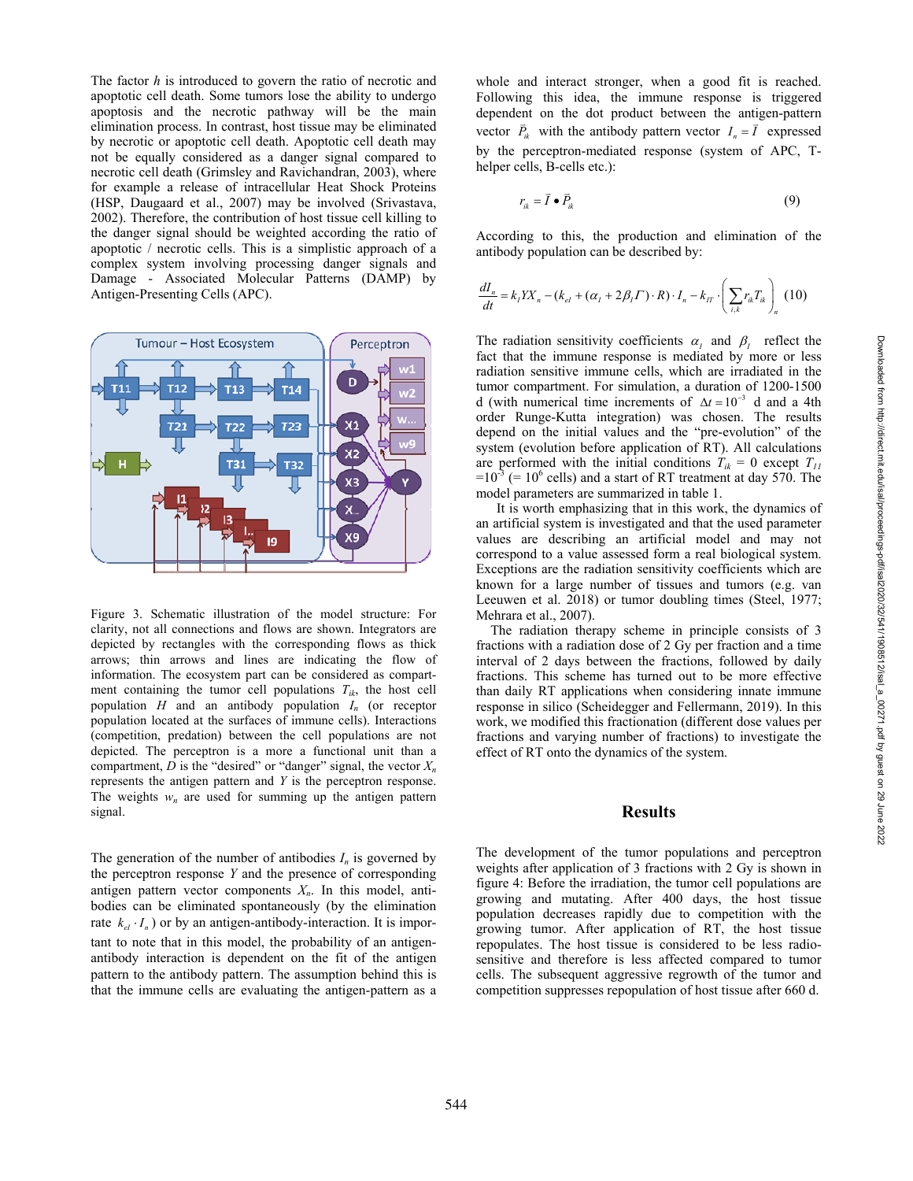The factor $h$ is introduced to govern the ratio of necrotic and apoptotic cell death. Some tumors lose the ability to undergo apoptosis and the necrotic pathway will be the main elimination process. In contrast, host tissue may be eliminated by necrotic or apoptotic cell death. Apoptotic cell death may not be equally considered as a danger signal compared to necrotic cell death (Grimsley and Ravichandran, 2003), where for example a release of intracellular Heat Shock Proteins (HSP, Daugaard et al., 2007) may be involved (Srivastava, 2002). Therefore, the contribution of host tissue cell killing to the danger signal should be weighted according the ratio of apoptotic / necrotic cells. This is a simplistic approach of a complex system involving processing danger signals and Damage - Associated Molecular Patterns (DAMP) by Antigen-Presenting Cells (APC).

Figure 3. Schematic illustration of the model structure: For clarity, not all connections and flows are shown. Integrators are depicted by rectangles with the corresponding flows as thick arrows; thin arrows and lines are indicating the flow of information. The ecosystem part can be considered as compartment containing the tumor cell populations $T_{ik}$, the host cell population $H$ and an antibody population $I_n$ (or receptor population located at the surfaces of immune cells). Interactions (competition, predation) between the cell populations are not depicted. The perceptron is a more a functional unit than a compartment, $D$ is the "desired" or "danger" signal, the vector $X_n$ represents the antigen pattern and $Y$ is the perceptron response. The weights $w_n$ are used for summing up the antigen pattern signal.

The generation of the number of antibodies $I_n$ is governed by the perceptron response $Y$ and the presence of corresponding antigen pattern vector components $X_n$. In this model, antibodies can be eliminated spontaneously (by the elimination rate $k_{el} \cdot I_n$) or by an antigen-antibody-interaction. It is important to note that in this model, the probability of an antigen-antibody interaction is dependent on the fit of the antigen pattern to the antibody pattern. The assumption behind this is that the immune cells are evaluating the antigen-pattern as a whole and interact stronger, when a good fit is reached. Following this idea, the immune response is triggered dependent on the dot product between the antigen-pattern vector $\vec{P}_{ik}$ with the antibody pattern vector $I_n = \vec{I}$ expressed by the perceptron-mediated response (system of APC, T-helper cells, B-cells etc.):

$$r_{ik} = \vec{I} \bullet \vec{P}_{ik} \tag{9}$$

According to this, the production and elimination of the antibody population can be described by:

$$\frac{dI_n}{dt} = k_I Y X_n - (k_{el} + (\alpha_I + 2\beta_I \Gamma) \cdot R) \cdot I_n - k_{IT} \cdot \left( \sum_{i,k} r_{ik} T_{ik} \right)_n \tag{10}$$

The radiation sensitivity coefficients $\alpha_I$ and $\beta_I$ reflect the fact that the immune response is mediated by more or less radiation sensitive immune cells, which are irradiated in the tumor compartment. For simulation, a duration of 1200-1500 d (with numerical time increments of $\Delta t = 10^{-3}$ d and a 4th order Runge-Kutta integration) was chosen. The results depend on the initial values and the "pre-evolution" of the system (evolution before application of RT). All calculations are performed with the initial conditions $T_{ik}$ = 0 except $T_{11}$ $=10^{-3}$ (= $10^6$ cells) and a start of RT treatment at day 570. The model parameters are summarized in table 1.

It is worth emphasizing that in this work, the dynamics of an artificial system is investigated and that the used parameter values are describing an artificial model and may not correspond to a value assessed form a real biological system. Exceptions are the radiation sensitivity coefficients which are known for a large number of tissues and tumors (e.g. van Leeuwen et al. 2018) or tumor doubling times (Steel, 1977; Mehrara et al., 2007).

The radiation therapy scheme in principle consists of 3 fractions with a radiation dose of 2 Gy per fraction and a time interval of 2 days between the fractions, followed by daily fractions. This scheme has turned out to be more effective than daily RT applications when considering innate immune response in silico (Scheidegger and Fellermann, 2019). In this work, we modified this fractionation (different dose values per fractions and varying number of fractions) to investigate the effect of RT onto the dynamics of the system.

## Results

The development of the tumor populations and perceptron weights after application of 3 fractions with 2 Gy is shown in figure 4: Before the irradiation, the tumor cell populations are growing and mutating. After 400 days, the host tissue population decreases rapidly due to competition with the growing tumor. After application of RT, the host tissue repopulates. The host tissue is considered to be less radiosensitive and therefore is less affected compared to tumor cells. The subsequent aggressive regrowth of the tumor and competition suppresses repopulation of host tissue after 660 d.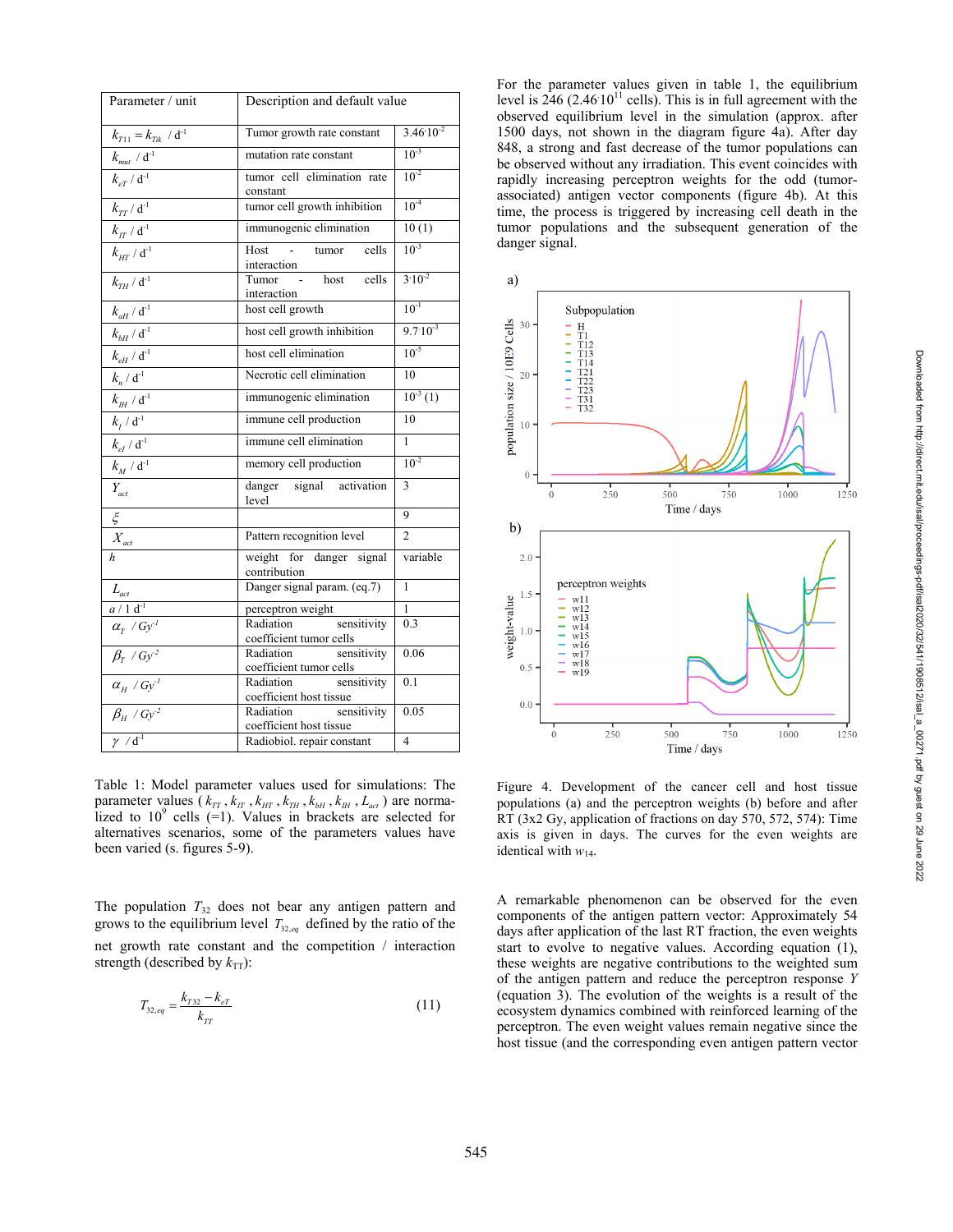| Parameter / unit | Description and default value | |
|---|---|---|
| $k_{T11} = k_{Tik}$ / d$^{-1}$ | Tumor growth rate constant | $3.46 \cdot 10^{-2}$ |
| $k_{mut}$ / d$^{-1}$ | mutation rate constant | $10^{-3}$ |
| $k_{eT}$ / d$^{-1}$ | tumor cell elimination rate constant | $10^{-2}$ |
| $k_{TT}$ / d$^{-1}$ | tumor cell growth inhibition | $10^{-4}$ |
| $k_{IT}$ / d$^{-1}$ | immunogenic elimination | 10 (1) |
| $k_{HT}$ / d$^{-1}$ | Host - tumor cells interaction | $10^{-3}$ |
| $k_{TH}$ / d$^{-1}$ | Tumor - host cells interaction | $3 \cdot 10^{-2}$ |
| $k_{aH}$ / d$^{-1}$ | host cell growth | $10^{-1}$ |
| $k_{bH}$ / d$^{-1}$ | host cell growth inhibition | $9.7 \cdot 10^{-3}$ |
| $k_{eH}$ / d$^{-1}$ | host cell elimination | $10^{-5}$ |
| $k_n$ / d$^{-1}$ | Necrotic cell elimination | 10 |
| $k_{IH}$ / d$^{-1}$ | immunogenic elimination | $10^{-3}$ (1) |
| $k_I$ / d$^{-1}$ | immune cell production | 10 |
| $k_{eI}$ / d$^{-1}$ | immune cell elimination | 1 |
| $k_M$ / d$^{-1}$ | memory cell production | $10^{-2}$ |
| $Y_{act}$ | danger signal activation level | 3 |
| $\xi$ | | 9 |
| $X_{act}$ | Pattern recognition level | 2 |
| $h$ | weight for danger signal contribution | variable |
| $L_{act}$ | Danger signal param. (eq.7) | 1 |
| $a$ / 1 d$^{-1}$ | perceptron weight | 1 |
| $\alpha_T$ / Gy$^{-1}$ | Radiation sensitivity coefficient tumor cells | 0.3 |
| $\beta_T$ / Gy$^{-2}$ | Radiation sensitivity coefficient tumor cells | 0.06 |
| $\alpha_H$ / Gy$^{-1}$ | Radiation sensitivity coefficient host tissue | 0.1 |
| $\beta_H$ / Gy$^{-2}$ | Radiation sensitivity coefficient host tissue | 0.05 |
| $\gamma$ / d$^{-1}$ | Radiobiol. repair constant | 4 |

Table 1: Model parameter values used for simulations: The parameter values ( $k_{TT}, k_{IT}, k_{HT}, k_{TH}, k_{bH}, k_{IH}, L_{act}$ ) are normalized to $10^9$ cells (=1). Values in brackets are selected for alternatives scenarios, some of the parameters values have been varied (s. figures 5-9).

The population $T_{32}$ does not bear any antigen pattern and grows to the equilibrium level $T_{32,eq}$ defined by the ratio of the net growth rate constant and the competition / interaction strength (described by $k_{TT}$):

$$T_{32,eq} = \frac{k_{T32} - k_{eT}}{k_{TT}} \tag{11}$$

For the parameter values given in table 1, the equilibrium level is 246 ($2.46 \cdot 10^{11}$ cells). This is in full agreement with the observed equilibrium level in the simulation (approx. after 1500 days, not shown in the diagram figure 4a). After day 848, a strong and fast decrease of the tumor populations can be observed without any irradiation. This event coincides with rapidly increasing perceptron weights for the odd (tumor-associated) antigen vector components (figure 4b). At this time, the process is triggered by increasing cell death in the tumor populations and the subsequent generation of the danger signal.

Figure 4. Development of the cancer cell and host tissue populations (a) and the perceptron weights (b) before and after RT (3x2 Gy, application of fractions on day 570, 572, 574): Time axis is given in days. The curves for the even weights are identical with $w_{14}$.

A remarkable phenomenon can be observed for the even components of the antigen pattern vector: Approximately 54 days after application of the last RT fraction, the even weights start to evolve to negative values. According equation (1), these weights are negative contributions to the weighted sum of the antigen pattern and reduce the perceptron response $Y$ (equation 3). The evolution of the weights is a result of the ecosystem dynamics combined with reinforced learning of the perceptron. The even weight values remain negative since the host tissue (and the corresponding even antigen pattern vector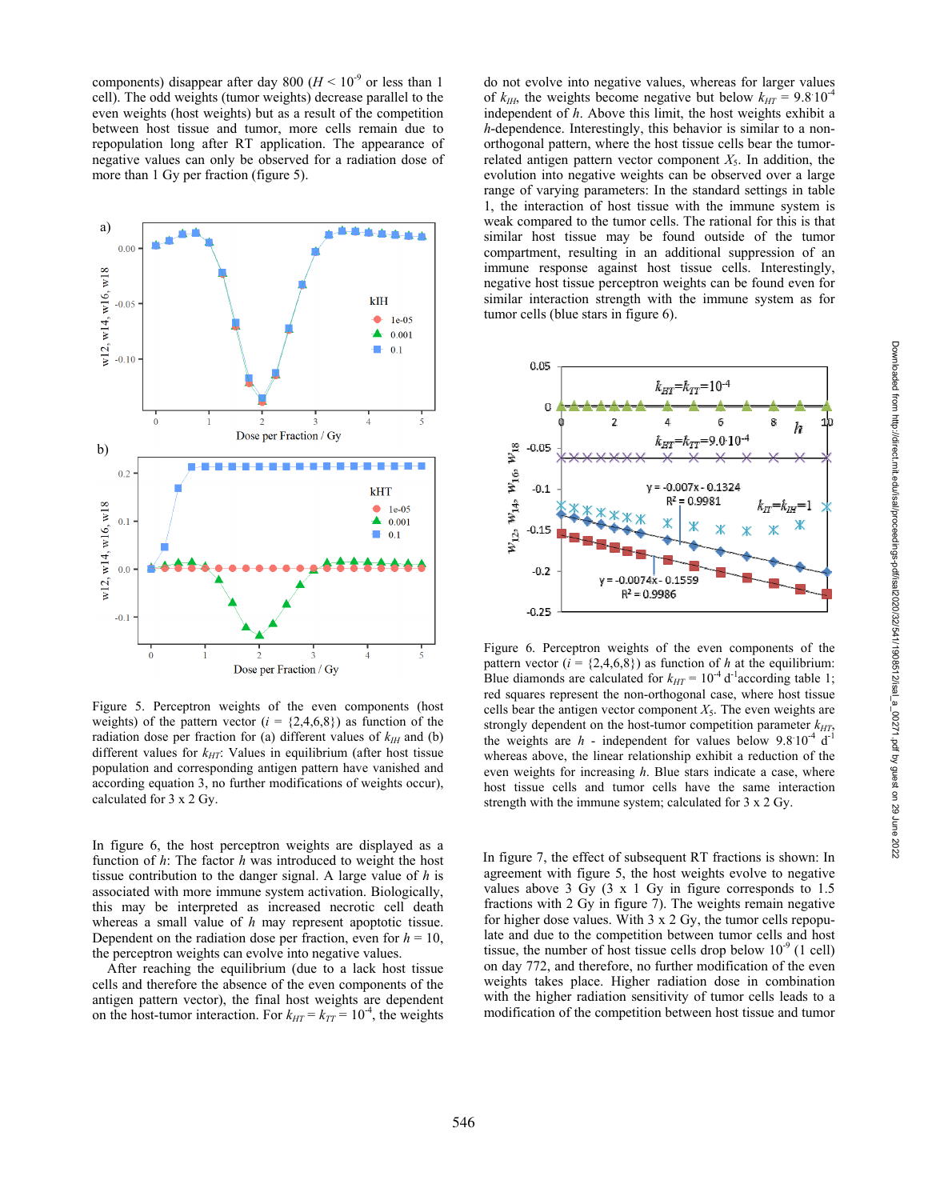components) disappear after day 800 ($H < 10^{-9}$ or less than 1 cell). The odd weights (tumor weights) decrease parallel to the even weights (host weights) but as a result of the competition between host tissue and tumor, more cells remain due to repopulation long after RT application. The appearance of negative values can only be observed for a radiation dose of more than 1 Gy per fraction (figure 5).

Figure 5. Perceptron weights of the even components (host weights) of the pattern vector ($i$ = {2,4,6,8}) as function of the radiation dose per fraction for (a) different values of $k_{IH}$ and (b) different values for $k_{HT}$: Values in equilibrium (after host tissue population and corresponding antigen pattern have vanished and according equation 3, no further modifications of weights occur), calculated for 3 x 2 Gy.

In figure 6, the host perceptron weights are displayed as a function of $h$: The factor $h$ was introduced to weight the host tissue contribution to the danger signal. A large value of $h$ is associated with more immune system activation. Biologically, this may be interpreted as increased necrotic cell death whereas a small value of $h$ may represent apoptotic tissue. Dependent on the radiation dose per fraction, even for $h$ = 10, the perceptron weights can evolve into negative values.

After reaching the equilibrium (due to a lack host tissue cells and therefore the absence of the even components of the antigen pattern vector), the final host weights are dependent on the host-tumor interaction. For $k_{HT} = k_{TT} = 10^{-4}$, the weights do not evolve into negative values, whereas for larger values of $k_{IH}$, the weights become negative but below $k_{HT} = 9.8 \cdot 10^{-4}$ independent of $h$. Above this limit, the host weights exhibit a $h$-dependence. Interestingly, this behavior is similar to a non-orthogonal pattern, where the host tissue cells bear the tumor-related antigen pattern vector component $X_5$. In addition, the evolution into negative weights can be observed over a large range of varying parameters: In the standard settings in table 1, the interaction of host tissue with the immune system is weak compared to the tumor cells. The rational for this is that similar host tissue may be found outside of the tumor compartment, resulting in an additional suppression of an immune response against host tissue cells. Interestingly, negative host tissue perceptron weights can be found even for similar interaction strength with the immune system as for tumor cells (blue stars in figure 6).

Figure 6. Perceptron weights of the even components of the pattern vector ($i$ = {2,4,6,8}) as function of $h$ at the equilibrium: Blue diamonds are calculated for $k_{HT} = 10^{-4}$ d$^{-1}$according table 1; red squares represent the non-orthogonal case, where host tissue cells bear the antigen vector component $X_5$. The even weights are strongly dependent on the host-tumor competition parameter $k_{HT}$, the weights are $h$ - independent for values below $9.8 \cdot 10^{-4}$ d$^{-1}$ whereas above, the linear relationship exhibit a reduction of the even weights for increasing $h$. Blue stars indicate a case, where host tissue cells and tumor cells have the same interaction strength with the immune system; calculated for 3 x 2 Gy.

In figure 7, the effect of subsequent RT fractions is shown: In agreement with figure 5, the host weights evolve to negative values above 3 Gy (3 x 1 Gy in figure corresponds to 1.5 fractions with 2 Gy in figure 7). The weights remain negative for higher dose values. With 3 x 2 Gy, the tumor cells repopulate and due to the competition between tumor cells and host tissue, the number of host tissue cells drop below $10^{-9}$ (1 cell) on day 772, and therefore, no further modification of the even weights takes place. Higher radiation dose in combination with the higher radiation sensitivity of tumor cells leads to a modification of the competition between host tissue and tumor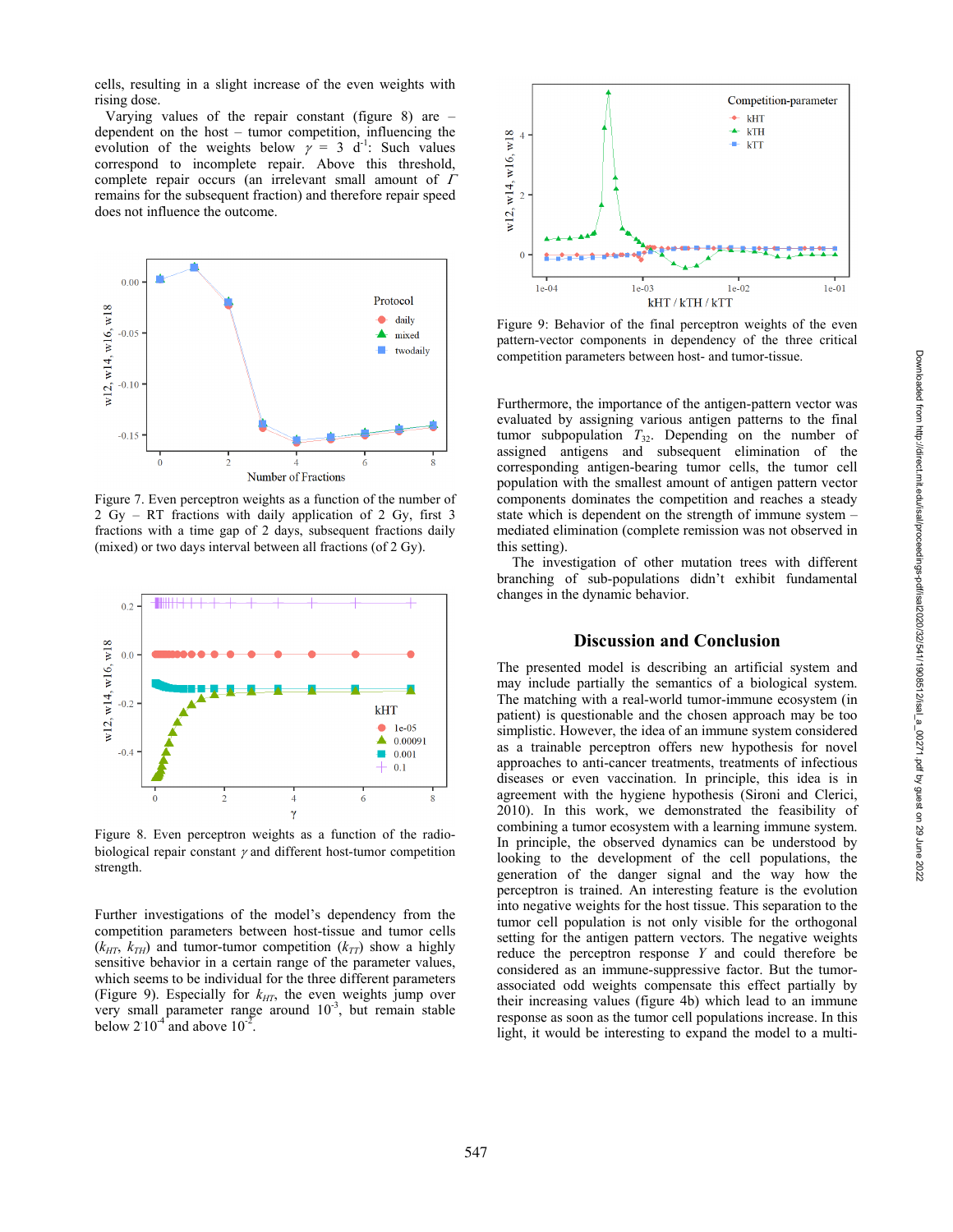cells, resulting in a slight increase of the even weights with rising dose.

Varying values of the repair constant (figure 8) are – dependent on the host – tumor competition, influencing the evolution of the weights below $\gamma$ = 3 d$^{-1}$: Such values correspond to incomplete repair. Above this threshold, complete repair occurs (an irrelevant small amount of $\Gamma$ remains for the subsequent fraction) and therefore repair speed does not influence the outcome.

Figure 7. Even perceptron weights as a function of the number of 2 Gy – RT fractions with daily application of 2 Gy, first 3 fractions with a time gap of 2 days, subsequent fractions daily (mixed) or two days interval between all fractions (of 2 Gy).

Figure 8. Even perceptron weights as a function of the radio-biological repair constant $\gamma$ and different host-tumor competition strength.

Further investigations of the model's dependency from the competition parameters between host-tissue and tumor cells ($k_{HT}$, $k_{TH}$) and tumor-tumor competition ($k_{TT}$) show a highly sensitive behavior in a certain range of the parameter values, which seems to be individual for the three different parameters (Figure 9). Especially for $k_{HT}$, the even weights jump over very small parameter range around $10^{-3}$, but remain stable below $2 \cdot 10^{-4}$ and above $10^{-2}$.

Figure 9: Behavior of the final perceptron weights of the even pattern-vector components in dependency of the three critical competition parameters between host- and tumor-tissue.

Furthermore, the importance of the antigen-pattern vector was evaluated by assigning various antigen patterns to the final tumor subpopulation $T_{32}$. Depending on the number of assigned antigens and subsequent elimination of the corresponding antigen-bearing tumor cells, the tumor cell population with the smallest amount of antigen pattern vector components dominates the competition and reaches a steady state which is dependent on the strength of immune system – mediated elimination (complete remission was not observed in this setting).

The investigation of other mutation trees with different branching of sub-populations didn't exhibit fundamental changes in the dynamic behavior.

## Discussion and Conclusion

The presented model is describing an artificial system and may include partially the semantics of a biological system. The matching with a real-world tumor-immune ecosystem (in patient) is questionable and the chosen approach may be too simplistic. However, the idea of an immune system considered as a trainable perceptron offers new hypothesis for novel approaches to anti-cancer treatments, treatments of infectious diseases or even vaccination. In principle, this idea is in agreement with the hygiene hypothesis (Sironi and Clerici, 2010). In this work, we demonstrated the feasibility of combining a tumor ecosystem with a learning immune system. In principle, the observed dynamics can be understood by looking to the development of the cell populations, the generation of the danger signal and the way how the perceptron is trained. An interesting feature is the evolution into negative weights for the host tissue. This separation to the tumor cell population is not only visible for the orthogonal setting for the antigen pattern vectors. The negative weights reduce the perceptron response $Y$ and could therefore be considered as an immune-suppressive factor. But the tumor-associated odd weights compensate this effect partially by their increasing values (figure 4b) which lead to an immune response as soon as the tumor cell populations increase. In this light, it would be interesting to expand the model to a multi-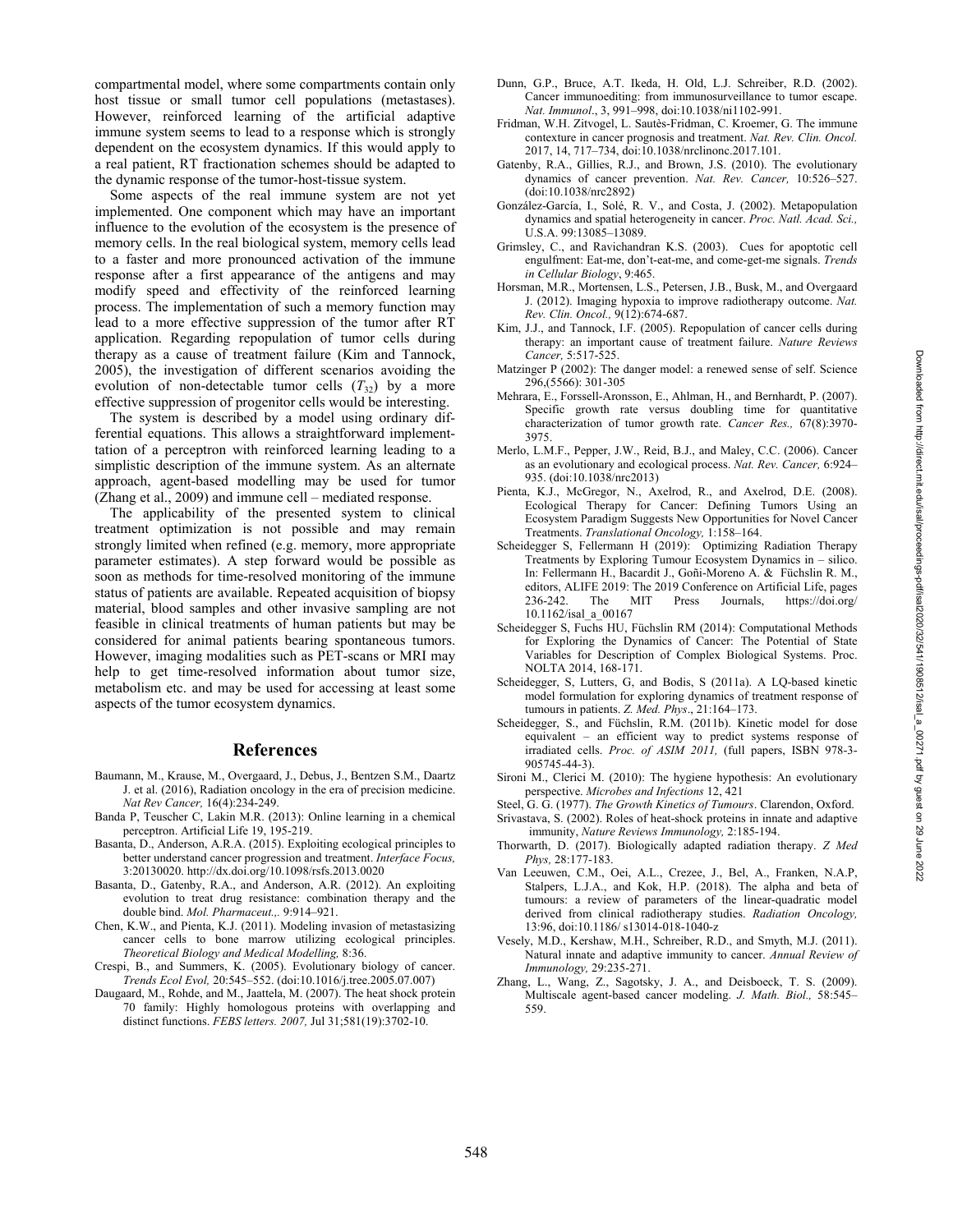compartmental model, where some compartments contain only host tissue or small tumor cell populations (metastases). However, reinforced learning of the artificial adaptive immune system seems to lead to a response which is strongly dependent on the ecosystem dynamics. If this would apply to a real patient, RT fractionation schemes should be adapted to the dynamic response of the tumor-host-tissue system.

Some aspects of the real immune system are not yet implemented. One component which may have an important influence to the evolution of the ecosystem is the presence of memory cells. In the real biological system, memory cells lead to a faster and more pronounced activation of the immune response after a first appearance of the antigens and may modify speed and effectivity of the reinforced learning process. The implementation of such a memory function may lead to a more effective suppression of the tumor after RT application. Regarding repopulation of tumor cells during therapy as a cause of treatment failure (Kim and Tannock, 2005), the investigation of different scenarios avoiding the evolution of non-detectable tumor cells ($T_{32}$) by a more effective suppression of progenitor cells would be interesting.

The system is described by a model using ordinary differential equations. This allows a straightforward implementtation of a perceptron with reinforced learning leading to a simplistic description of the immune system. As an alternate approach, agent-based modelling may be used for tumor (Zhang et al., 2009) and immune cell – mediated response.

The applicability of the presented system to clinical treatment optimization is not possible and may remain strongly limited when refined (e.g. memory, more appropriate parameter estimates). A step forward would be possible as soon as methods for time-resolved monitoring of the immune status of patients are available. Repeated acquisition of biopsy material, blood samples and other invasive sampling are not feasible in clinical treatments of human patients but may be considered for animal patients bearing spontaneous tumors. However, imaging modalities such as PET-scans or MRI may help to get time-resolved information about tumor size, metabolism etc. and may be used for accessing at least some aspects of the tumor ecosystem dynamics.

## References

Baumann, M., Krause, M., Overgaard, J., Debus, J., Bentzen S.M., Daartz J. et al. (2016), Radiation oncology in the era of precision medicine. *Nat Rev Cancer,* 16(4):234-249.

Banda P, Teuscher C, Lakin M.R. (2013): Online learning in a chemical perceptron. Artificial Life 19, 195-219.

Basanta, D., Anderson, A.R.A. (2015). Exploiting ecological principles to better understand cancer progression and treatment. *Interface Focus,* 3:20130020. http://dx.doi.org/10.1098/rsfs.2013.0020

Basanta, D., Gatenby, R.A., and Anderson, A.R. (2012). An exploiting evolution to treat drug resistance: combination therapy and the double bind. *Mol. Pharmaceut.,.* 9:914–921.

Chen, K.W., and Pienta, K.J. (2011). Modeling invasion of metastasizing cancer cells to bone marrow utilizing ecological principles. *Theoretical Biology and Medical Modelling,* 8:36.

Crespi, B., and Summers, K. (2005). Evolutionary biology of cancer. *Trends Ecol Evol,* 20:545–552. (doi:10.1016/j.tree.2005.07.007)

Daugaard, M., Rohde, and M., Jaattela, M. (2007). The heat shock protein 70 family: Highly homologous proteins with overlapping and distinct functions. *FEBS letters. 2007,* Jul 31;581(19):3702-10.

Dunn, G.P., Bruce, A.T. Ikeda, H. Old, L.J. Schreiber, R.D. (2002). Cancer immunoediting: from immunosurveillance to tumor escape. *Nat. Immunol*., 3, 991–998, doi:10.1038/ni1102-991.

Fridman, W.H. Zitvogel, L. Sautès-Fridman, C. Kroemer, G. The immune contexture in cancer prognosis and treatment. *Nat. Rev. Clin. Oncol.* 2017, 14, 717–734, doi:10.1038/nrclinonc.2017.101.

Gatenby, R.A., Gillies, R.J., and Brown, J.S. (2010). The evolutionary dynamics of cancer prevention. *Nat. Rev. Cancer,* 10:526–527. (doi:10.1038/nrc2892)

González-García, I., Solé, R. V., and Costa, J. (2002). Metapopulation dynamics and spatial heterogeneity in cancer. *Proc. Natl. Acad. Sci.,* U.S.A. 99:13085–13089.

Grimsley, C., and Ravichandran K.S. (2003). Cues for apoptotic cell engulfment: Eat-me, don't-eat-me, and come-get-me signals. *Trends in Cellular Biology*, 9:465.

Horsman, M.R., Mortensen, L.S., Petersen, J.B., Busk, M., and Overgaard J. (2012). Imaging hypoxia to improve radiotherapy outcome. *Nat. Rev. Clin. Oncol.,* 9(12):674-687.

Kim, J.J., and Tannock, I.F. (2005). Repopulation of cancer cells during therapy: an important cause of treatment failure. *Nature Reviews Cancer,* 5:517-525.

Matzinger P (2002): The danger model: a renewed sense of self. Science 296,(5566): 301-305

Mehrara, E., Forssell-Aronsson, E., Ahlman, H., and Bernhardt, P. (2007). Specific growth rate versus doubling time for quantitative characterization of tumor growth rate. *Cancer Res.,* 67(8):3970-3975.

Merlo, L.M.F., Pepper, J.W., Reid, B.J., and Maley, C.C. (2006). Cancer as an evolutionary and ecological process. *Nat. Rev. Cancer,* 6:924–935. (doi:10.1038/nrc2013)

Pienta, K.J., McGregor, N., Axelrod, R., and Axelrod, D.E. (2008). Ecological Therapy for Cancer: Defining Tumors Using an Ecosystem Paradigm Suggests New Opportunities for Novel Cancer Treatments. *Translational Oncology,* 1:158–164.

Scheidegger S, Fellermann H (2019): Optimizing Radiation Therapy Treatments by Exploring Tumour Ecosystem Dynamics in – silico. In: Fellermann H., Bacardit J., Goñi-Moreno A. & Füchslin R. M., editors, ALIFE 2019: The 2019 Conference on Artificial Life, pages 236-242. The MIT Press Journals, https://doi.org/ 10.1162/isal_a_00167

Scheidegger S, Fuchs HU, Füchslin RM (2014): Computational Methods for Exploring the Dynamics of Cancer: The Potential of State Variables for Description of Complex Biological Systems. Proc. NOLTA 2014, 168-171.

Scheidegger, S, Lutters, G, and Bodis, S (2011a). A LQ-based kinetic model formulation for exploring dynamics of treatment response of tumours in patients. *Z. Med. Phys*., 21:164–173.

Scheidegger, S., and Füchslin, R.M. (2011b). Kinetic model for dose equivalent – an efficient way to predict systems response of irradiated cells. *Proc. of ASIM 2011,* (full papers, ISBN 978-3-905745-44-3).

Sironi M., Clerici M. (2010): The hygiene hypothesis: An evolutionary perspective. *Microbes and Infections* 12, 421

Steel, G. G. (1977). *The Growth Kinetics of Tumours*. Clarendon, Oxford.

Srivastava, S. (2002). Roles of heat-shock proteins in innate and adaptive immunity, *Nature Reviews Immunology,* 2:185-194.

Thorwarth, D. (2017). Biologically adapted radiation therapy. *Z Med Phys,* 28:177-183.

Van Leeuwen, C.M., Oei, A.L., Crezee, J., Bel, A., Franken, N.A.P, Stalpers, L.J.A., and Kok, H.P. (2018). The alpha and beta of tumours: a review of parameters of the linear-quadratic model derived from clinical radiotherapy studies. *Radiation Oncology,* 13:96, doi:10.1186/ s13014-018-1040-z

Vesely, M.D., Kershaw, M.H., Schreiber, R.D., and Smyth, M.J. (2011). Natural innate and adaptive immunity to cancer. *Annual Review of Immunology,* 29:235-271.

Zhang, L., Wang, Z., Sagotsky, J. A., and Deisboeck, T. S. (2009). Multiscale agent-based cancer modeling. *J. Math. Biol.,* 58:545–559.